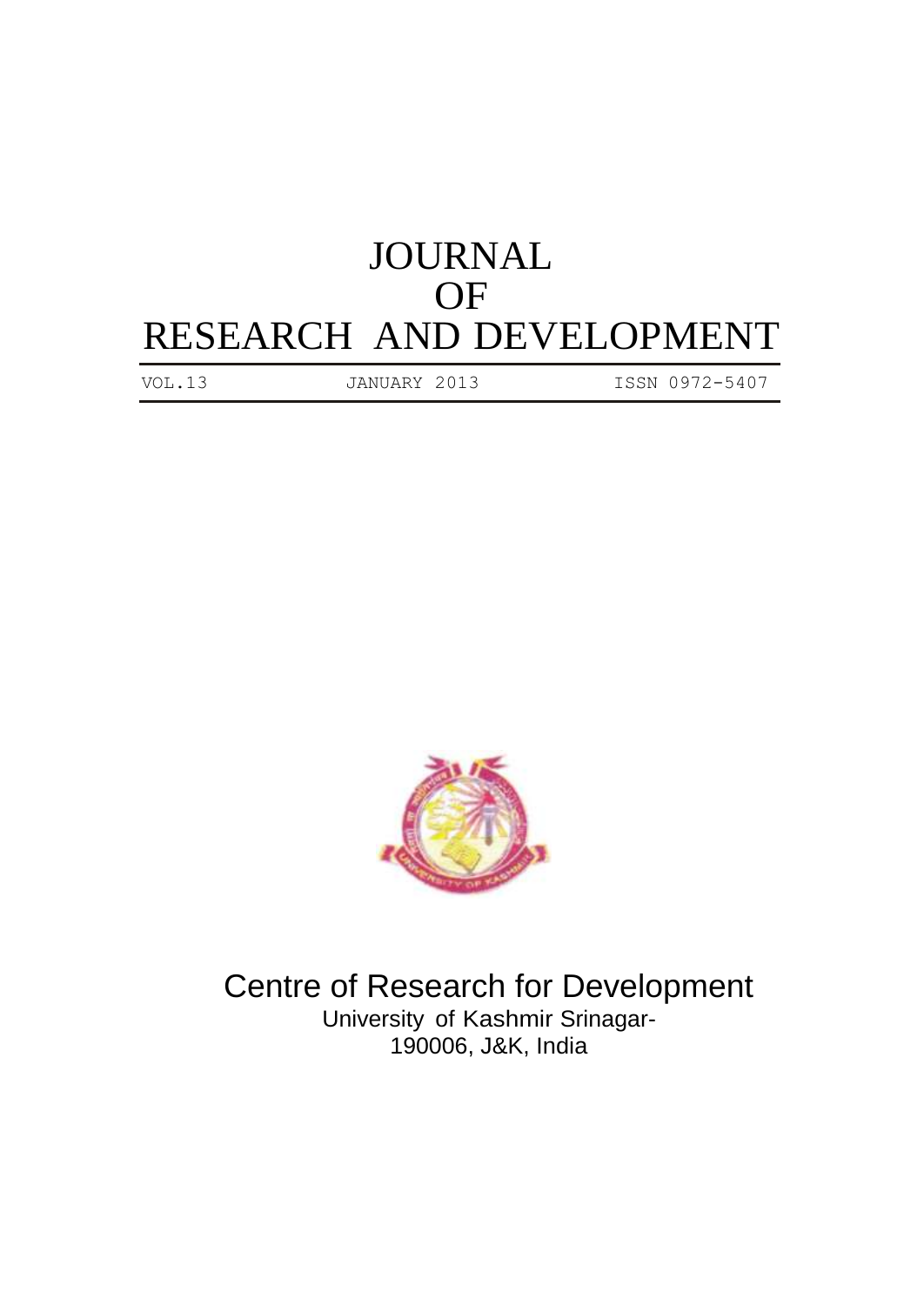# JOURNAL OF RESEARCH AND DEVELOPMENT

VOL.13 JANUARY 2013 ISSN 0972-5407

## Centre of Research for Development

University of Kashmir Srinagar-
190006, J&K, India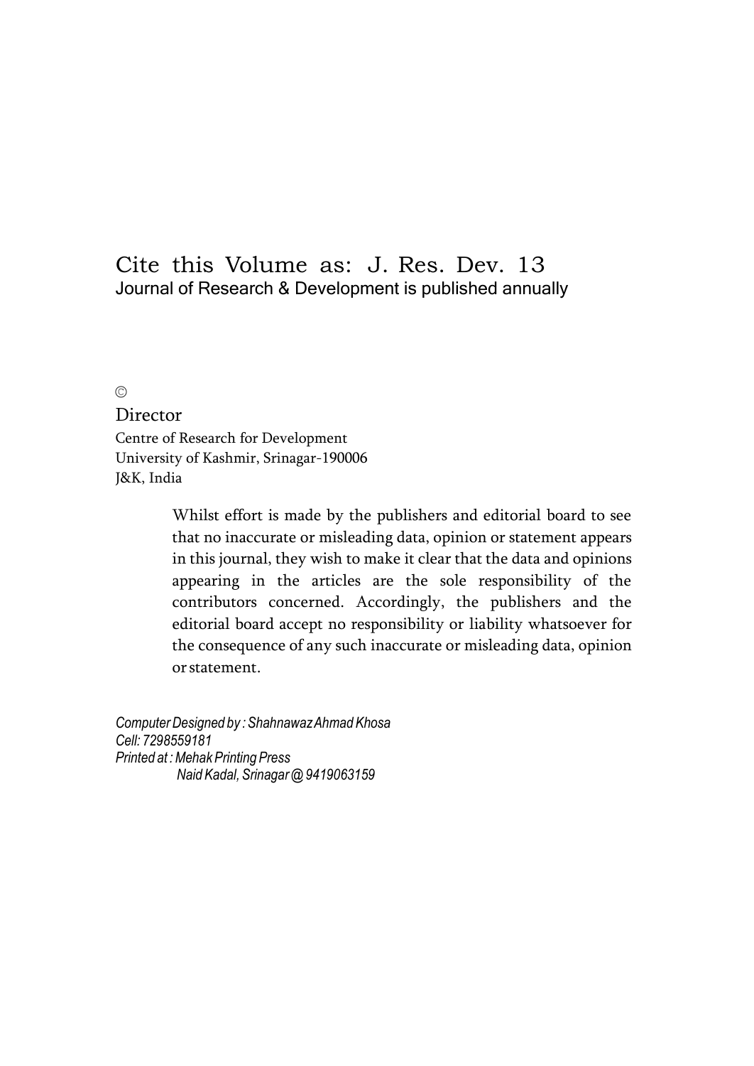Cite this Volume as: J. Res. Dev. 13

Journal of Research & Development is published annually

©

Director

Centre of Research for Development
University of Kashmir, Srinagar-190006
J&K, India

> Whilst effort is made by the publishers and editorial board to see that no inaccurate or misleading data, opinion or statement appears in this journal, they wish to make it clear that the data and opinions appearing in the articles are the sole responsibility of the contributors concerned. Accordingly, the publishers and the editorial board accept no responsibility or liability whatsoever for the consequence of any such inaccurate or misleading data, opinion or statement.

*Computer Designed by : Shahnawaz Ahmad Khosa*
*Cell: 7298559181*
*Printed at : Mehak Printing Press*
*Naid Kadal, Srinagar @ 9419063159*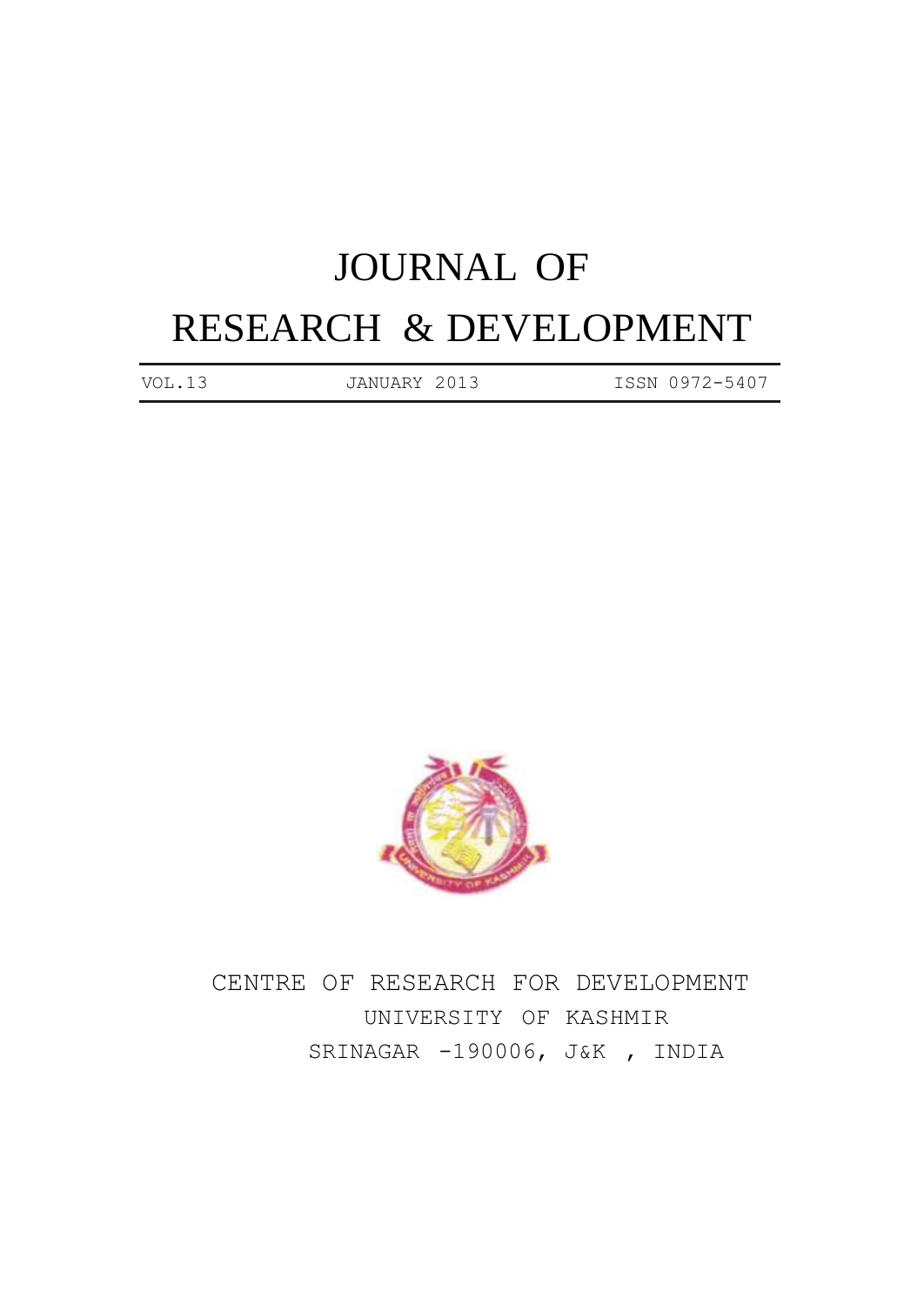# JOURNAL OF RESEARCH & DEVELOPMENT

VOL.13 JANUARY 2013 ISSN 0972-5407

CENTRE OF RESEARCH FOR DEVELOPMENT
UNIVERSITY OF KASHMIR
SRINAGAR -190006, J&K , INDIA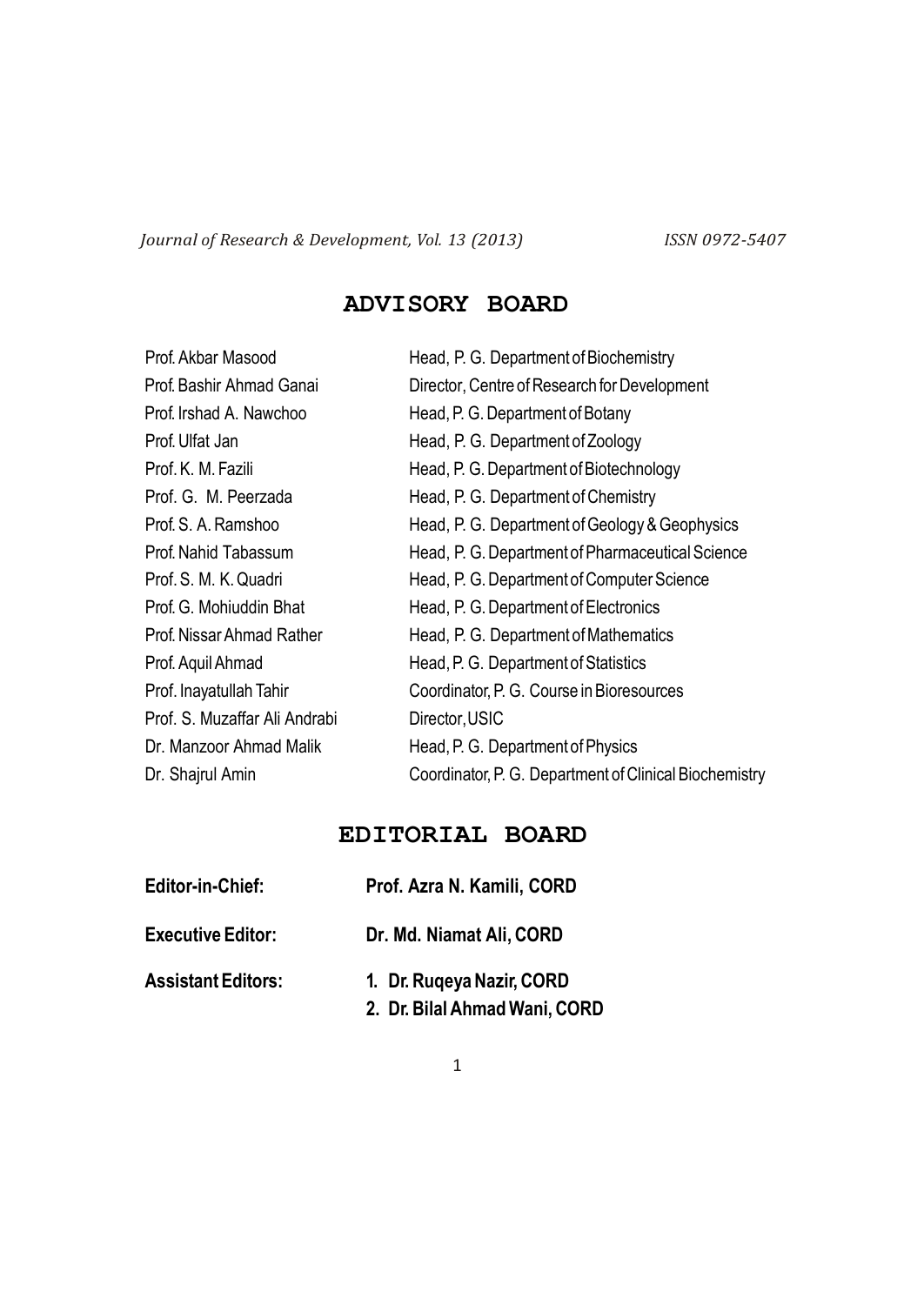## ADVISORY BOARD

| | |
|---|---|
| Prof. Akbar Masood | Head, P. G. Department of Biochemistry |
| Prof. Bashir Ahmad Ganai | Director, Centre of Research for Development |
| Prof. Irshad A. Nawchoo | Head, P. G. Department of Botany |
| Prof. Ulfat Jan | Head, P. G. Department of Zoology |
| Prof. K. M. Fazili | Head, P. G. Department of Biotechnology |
| Prof. G. M. Peerzada | Head, P. G. Department of Chemistry |
| Prof. S. A. Ramshoo | Head, P. G. Department of Geology & Geophysics |
| Prof. Nahid Tabassum | Head, P. G. Department of Pharmaceutical Science |
| Prof. S. M. K. Quadri | Head, P. G. Department of Computer Science |
| Prof. G. Mohiuddin Bhat | Head, P. G. Department of Electronics |
| Prof. Nissar Ahmad Rather | Head, P. G. Department of Mathematics |
| Prof. Aquil Ahmad | Head, P. G. Department of Statistics |
| Prof. Inayatullah Tahir | Coordinator, P. G. Course in Bioresources |
| Prof. S. Muzaffar Ali Andrabi | Director, USIC |
| Dr. Manzoor Ahmad Malik | Head, P. G. Department of Physics |
| Dr. Shajrul Amin | Coordinator, P. G. Department of Clinical Biochemistry |

## EDITORIAL BOARD

**Editor-in-Chief:** **Prof. Azra N. Kamili, CORD**

**Executive Editor:** **Dr. Md. Niamat Ali, CORD**

**Assistant Editors:**

1. **Dr. Ruqeya Nazir, CORD**
2. **Dr. Bilal Ahmad Wani, CORD**